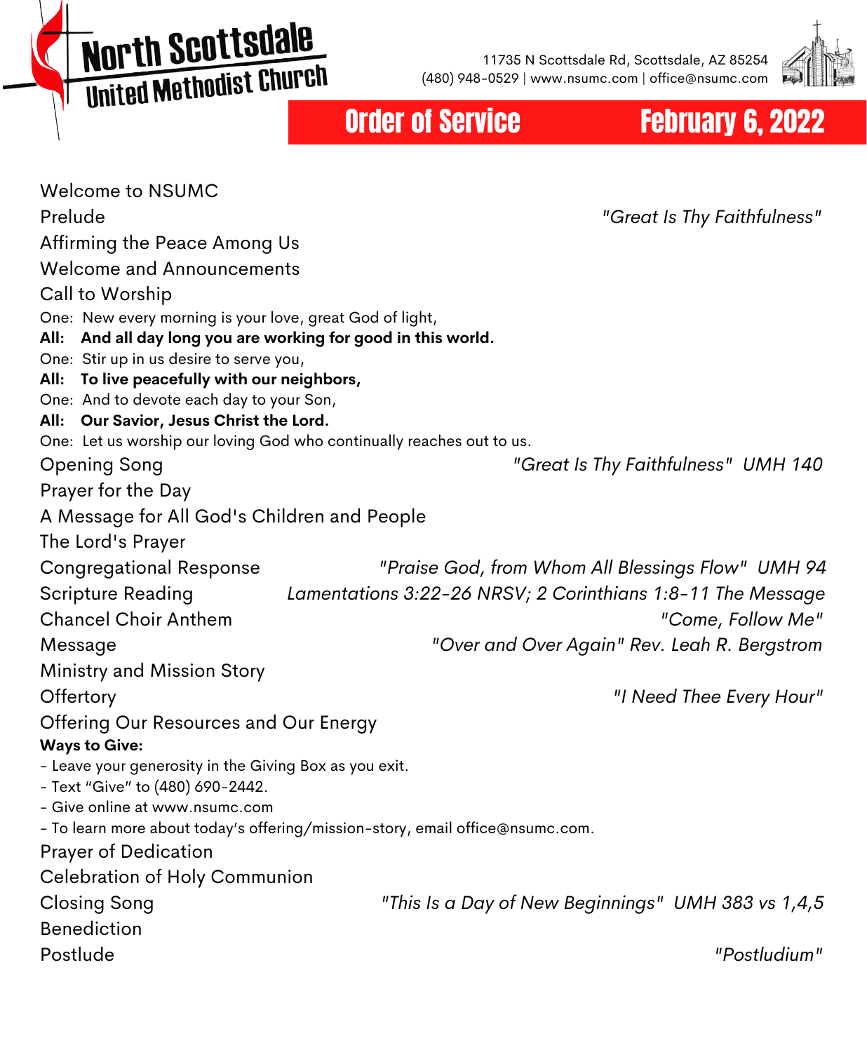# North Scottsdale United Methodist Church

11735 N Scottsdale Rd, Scottsdale, AZ 85254
(480) 948-0529 | www.nsumc.com | office@nsumc.com

## Order of Service — February 6, 2022

Welcome to NSUMC

Prelude — *"Great Is Thy Faithfulness"*

Affirming the Peace Among Us

Welcome and Announcements

Call to Worship

One: New every morning is your love, great God of light,
**All: And all day long you are working for good in this world.**
One: Stir up in us desire to serve you,
**All: To live peacefully with our neighbors,**
One: And to devote each day to your Son,
**All: Our Savior, Jesus Christ the Lord.**
One: Let us worship our loving God who continually reaches out to us.

Opening Song — *"Great Is Thy Faithfulness" UMH 140*

Prayer for the Day

A Message for All God's Children and People

The Lord's Prayer

Congregational Response — *"Praise God, from Whom All Blessings Flow" UMH 94*

Scripture Reading — *Lamentations 3:22-26 NRSV; 2 Corinthians 1:8-11 The Message*

Chancel Choir Anthem — *"Come, Follow Me"*

Message — *"Over and Over Again" Rev. Leah R. Bergstrom*

Ministry and Mission Story

Offertory — *"I Need Thee Every Hour"*

Offering Our Resources and Our Energy

**Ways to Give:**
- Leave your generosity in the Giving Box as you exit.
- Text "Give" to (480) 690-2442.
- Give online at www.nsumc.com
- To learn more about today's offering/mission-story, email office@nsumc.com.

Prayer of Dedication

Celebration of Holy Communion

Closing Song — *"This Is a Day of New Beginnings" UMH 383 vs 1,4,5*

Benediction

Postlude — *"Postludium"*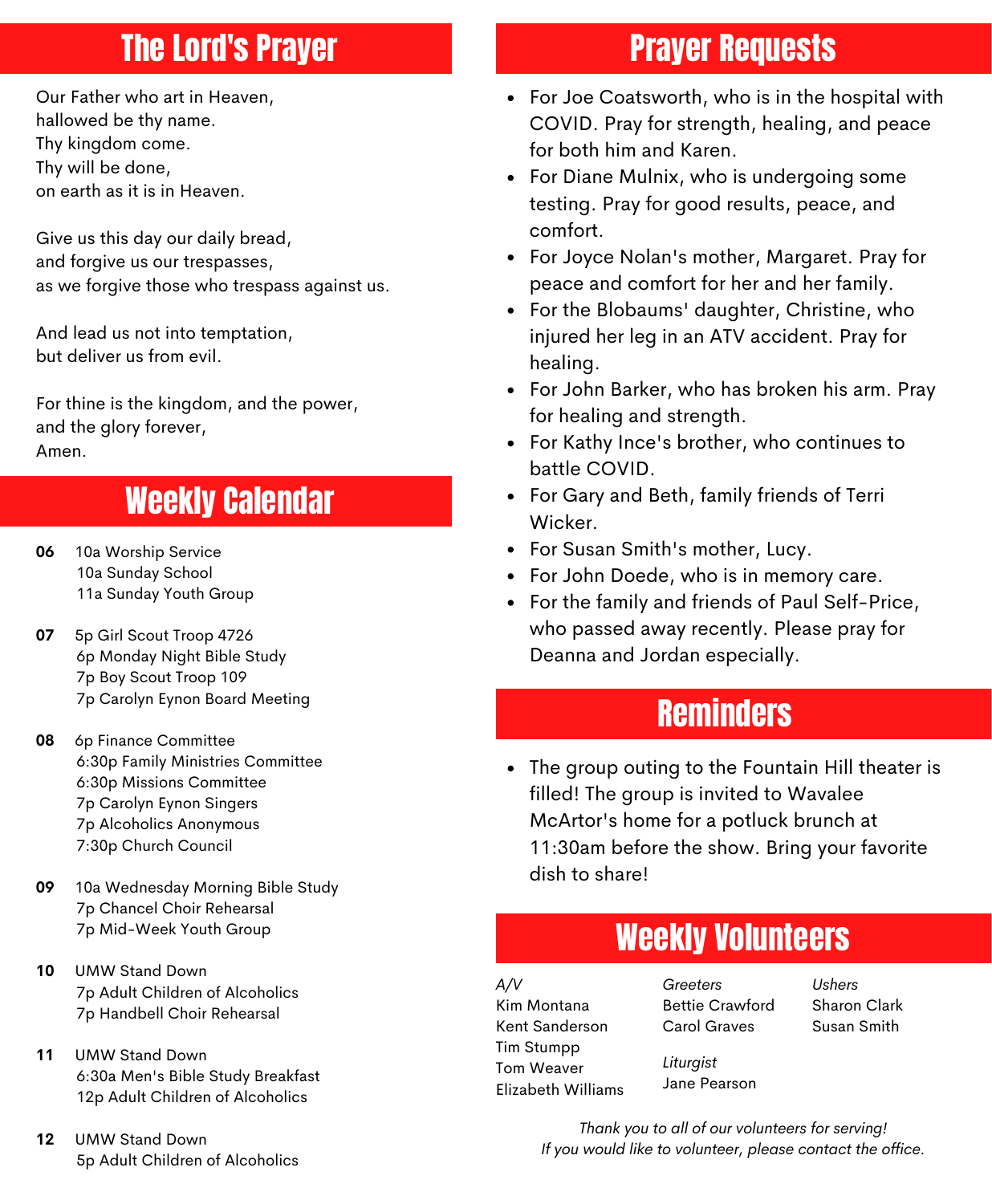## The Lord's Prayer

Our Father who art in Heaven,
hallowed be thy name.
Thy kingdom come.
Thy will be done,
on earth as it is in Heaven.

Give us this day our daily bread,
and forgive us our trespasses,
as we forgive those who trespass against us.

And lead us not into temptation,
but deliver us from evil.

For thine is the kingdom, and the power,
and the glory forever,
Amen.

## Weekly Calendar

**06** 10a Worship Service
10a Sunday School
11a Sunday Youth Group

**07** 5p Girl Scout Troop 4726
6p Monday Night Bible Study
7p Boy Scout Troop 109
7p Carolyn Eynon Board Meeting

**08** 6p Finance Committee
6:30p Family Ministries Committee
6:30p Missions Committee
7p Carolyn Eynon Singers
7p Alcoholics Anonymous
7:30p Church Council

**09** 10a Wednesday Morning Bible Study
7p Chancel Choir Rehearsal
7p Mid-Week Youth Group

**10** UMW Stand Down
7p Adult Children of Alcoholics
7p Handbell Choir Rehearsal

**11** UMW Stand Down
6:30a Men's Bible Study Breakfast
12p Adult Children of Alcoholics

**12** UMW Stand Down
5p Adult Children of Alcoholics

## Prayer Requests

- For Joe Coatsworth, who is in the hospital with COVID. Pray for strength, healing, and peace for both him and Karen.
- For Diane Mulnix, who is undergoing some testing. Pray for good results, peace, and comfort.
- For Joyce Nolan's mother, Margaret. Pray for peace and comfort for her and her family.
- For the Blobaums' daughter, Christine, who injured her leg in an ATV accident. Pray for healing.
- For John Barker, who has broken his arm. Pray for healing and strength.
- For Kathy Ince's brother, who continues to battle COVID.
- For Gary and Beth, family friends of Terri Wicker.
- For Susan Smith's mother, Lucy.
- For John Doede, who is in memory care.
- For the family and friends of Paul Self-Price, who passed away recently. Please pray for Deanna and Jordan especially.

## Reminders

- The group outing to the Fountain Hill theater is filled! The group is invited to Wavalee McArtor's home for a potluck brunch at 11:30am before the show. Bring your favorite dish to share!

## Weekly Volunteers

*A/V*
Kim Montana
Kent Sanderson
Tim Stumpp
Tom Weaver
Elizabeth Williams

*Greeters*
Bettie Crawford
Carol Graves

*Liturgist*
Jane Pearson

*Ushers*
Sharon Clark
Susan Smith

*Thank you to all of our volunteers for serving!*
*If you would like to volunteer, please contact the office.*